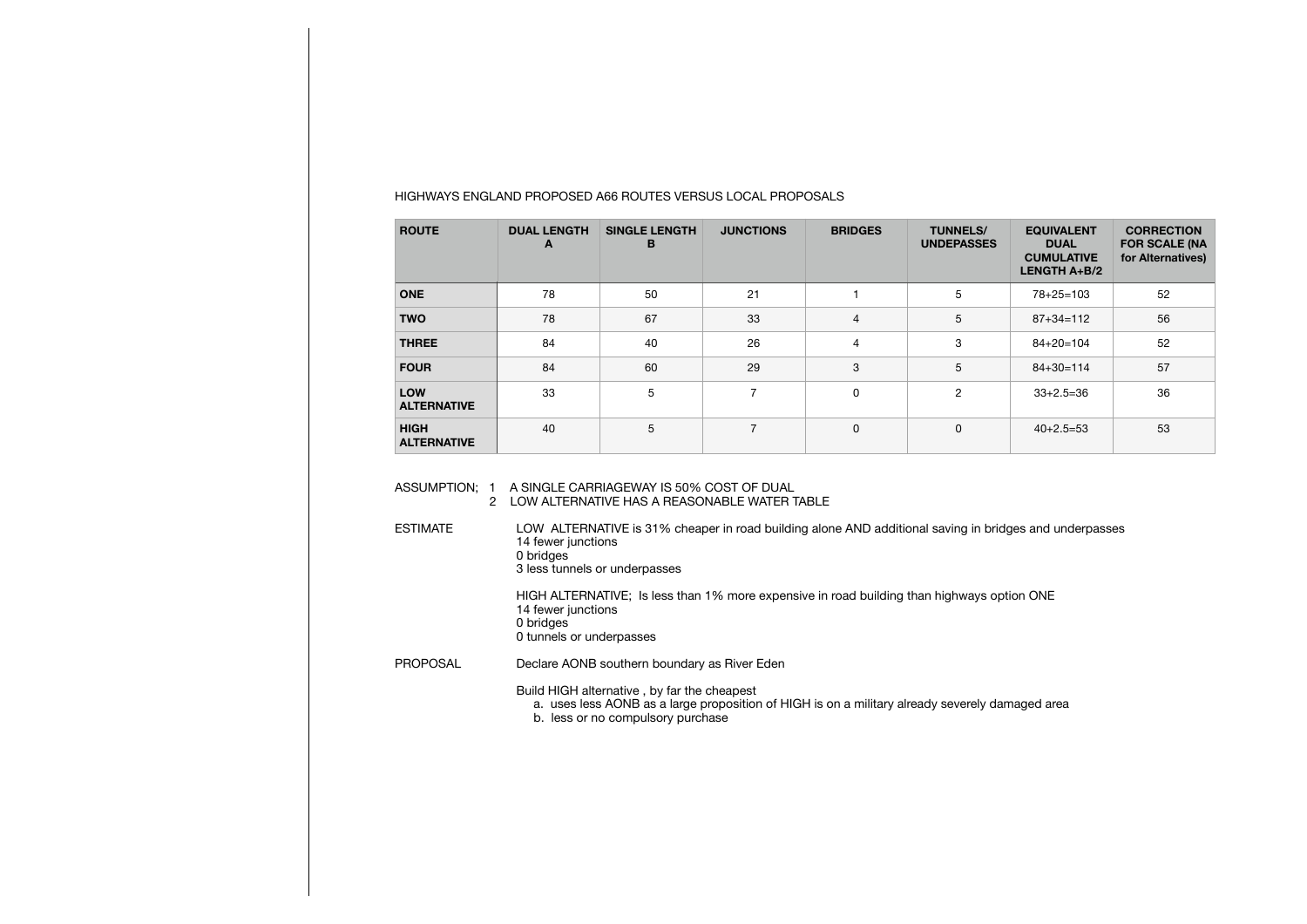HIGHWAYS ENGLAND PROPOSED A66 ROUTES VERSUS LOCAL PROPOSALS

| ROUTE | DUAL LENGTH A | SINGLE LENGTH B | JUNCTIONS | BRIDGES | TUNNELS/ UNDEPASSES | EQUIVALENT DUAL CUMULATIVE LENGTH A+B/2 | CORRECTION FOR SCALE (NA for Alternatives) |
|---|---|---|---|---|---|---|---|
| **ONE** | 78 | 50 | 21 | 1 | 5 | 78+25=103 | 52 |
| **TWO** | 78 | 67 | 33 | 4 | 5 | 87+34=112 | 56 |
| **THREE** | 84 | 40 | 26 | 4 | 3 | 84+20=104 | 52 |
| **FOUR** | 84 | 60 | 29 | 3 | 5 | 84+30=114 | 57 |
| **LOW ALTERNATIVE** | 33 | 5 | 7 | 0 | 2 | 33+2.5=36 | 36 |
| **HIGH ALTERNATIVE** | 40 | 5 | 7 | 0 | 0 | 40+2.5=53 | 53 |

ASSUMPTION;
1. A SINGLE CARRIAGEWAY IS 50% COST OF DUAL
2. LOW ALTERNATIVE HAS A REASONABLE WATER TABLE

ESTIMATE

LOW ALTERNATIVE is 31% cheaper in road building alone AND additional saving in bridges and underpasses
14 fewer junctions
0 bridges
3 less tunnels or underpasses

HIGH ALTERNATIVE; Is less than 1% more expensive in road building than highways option ONE
14 fewer junctions
0 bridges
0 tunnels or underpasses

PROPOSAL

Declare AONB southern boundary as River Eden

Build HIGH alternative , by far the cheapest

a. uses less AONB as a large proposition of HIGH is on a military already severely damaged area
b. less or no compulsory purchase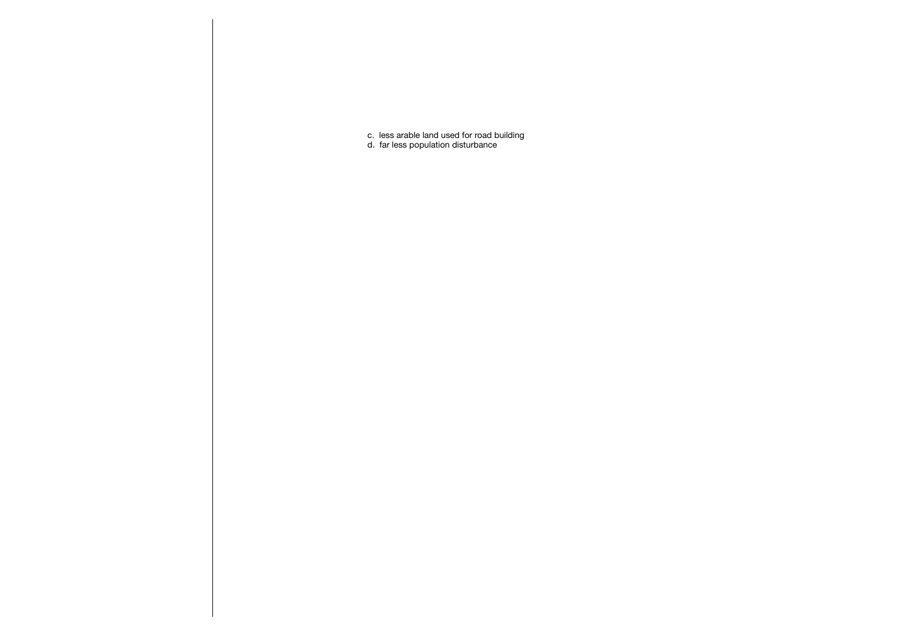c. less arable land used for road building
d. far less population disturbance